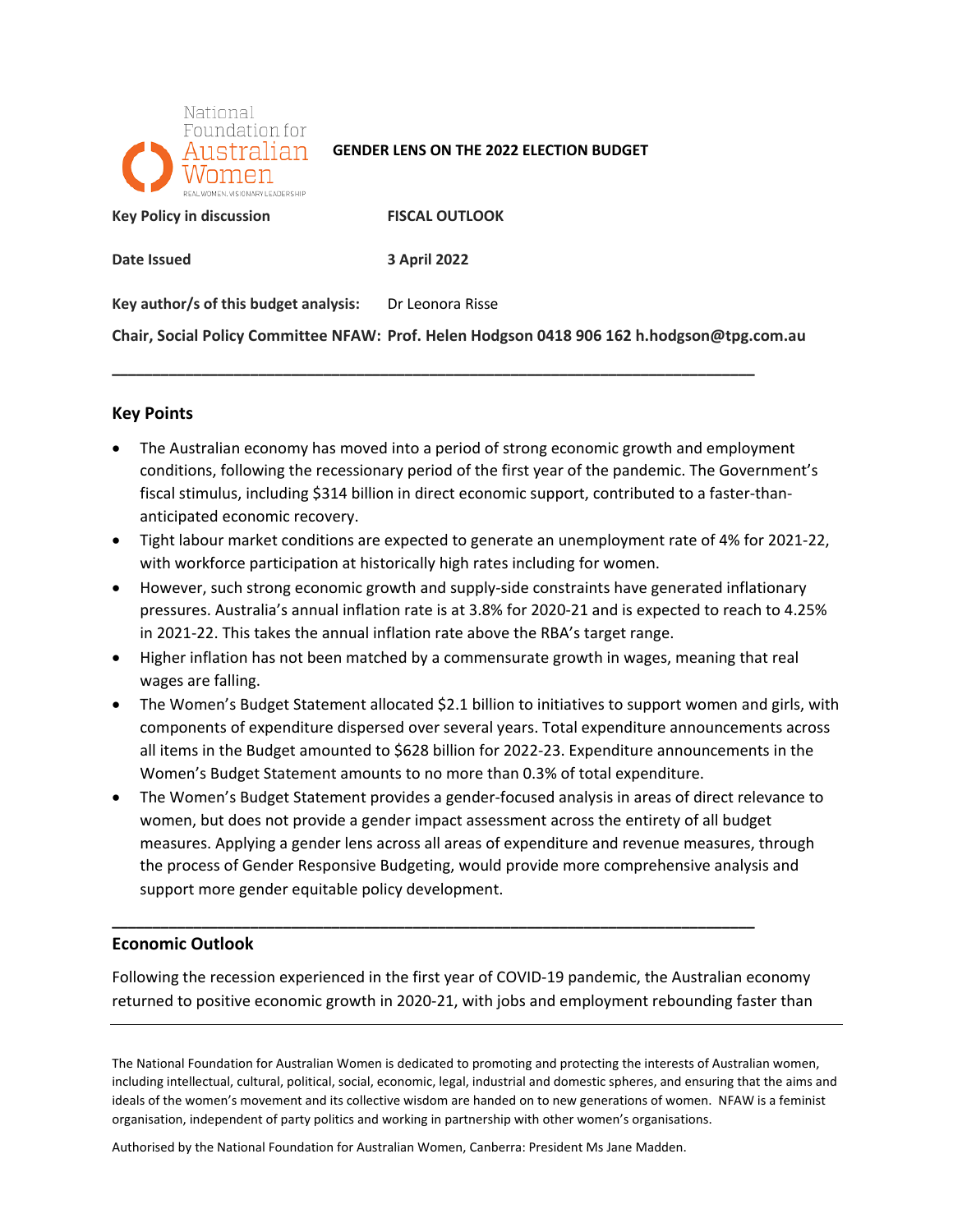National Foundation for Australian Women

REAL WOMEN. VISIONARY LEADERSHIP

**GENDER LENS ON THE 2022 ELECTION BUDGET**

| | |
|---|---|
| **Key Policy in discussion** | **FISCAL OUTLOOK** |
| **Date Issued** | **3 April 2022** |
| **Key author/s of this budget analysis:** | Dr Leonora Risse |
| **Chair, Social Policy Committee NFAW:** | **Prof. Helen Hodgson 0418 906 162 h.hodgson@tpg.com.au** |

---

## Key Points

- The Australian economy has moved into a period of strong economic growth and employment conditions, following the recessionary period of the first year of the pandemic. The Government's fiscal stimulus, including $314 billion in direct economic support, contributed to a faster-than-anticipated economic recovery.
- Tight labour market conditions are expected to generate an unemployment rate of 4% for 2021-22, with workforce participation at historically high rates including for women.
- However, such strong economic growth and supply-side constraints have generated inflationary pressures. Australia's annual inflation rate is at 3.8% for 2020-21 and is expected to reach to 4.25% in 2021-22. This takes the annual inflation rate above the RBA's target range.
- Higher inflation has not been matched by a commensurate growth in wages, meaning that real wages are falling.
- The Women's Budget Statement allocated $2.1 billion to initiatives to support women and girls, with components of expenditure dispersed over several years. Total expenditure announcements across all items in the Budget amounted to $628 billion for 2022-23. Expenditure announcements in the Women's Budget Statement amounts to no more than 0.3% of total expenditure.
- The Women's Budget Statement provides a gender-focused analysis in areas of direct relevance to women, but does not provide a gender impact assessment across the entirety of all budget measures. Applying a gender lens across all areas of expenditure and revenue measures, through the process of Gender Responsive Budgeting, would provide more comprehensive analysis and support more gender equitable policy development.

---

## Economic Outlook

Following the recession experienced in the first year of COVID-19 pandemic, the Australian economy returned to positive economic growth in 2020-21, with jobs and employment rebounding faster than

---

The National Foundation for Australian Women is dedicated to promoting and protecting the interests of Australian women, including intellectual, cultural, political, social, economic, legal, industrial and domestic spheres, and ensuring that the aims and ideals of the women's movement and its collective wisdom are handed on to new generations of women. NFAW is a feminist organisation, independent of party politics and working in partnership with other women's organisations.

Authorised by the National Foundation for Australian Women, Canberra: President Ms Jane Madden.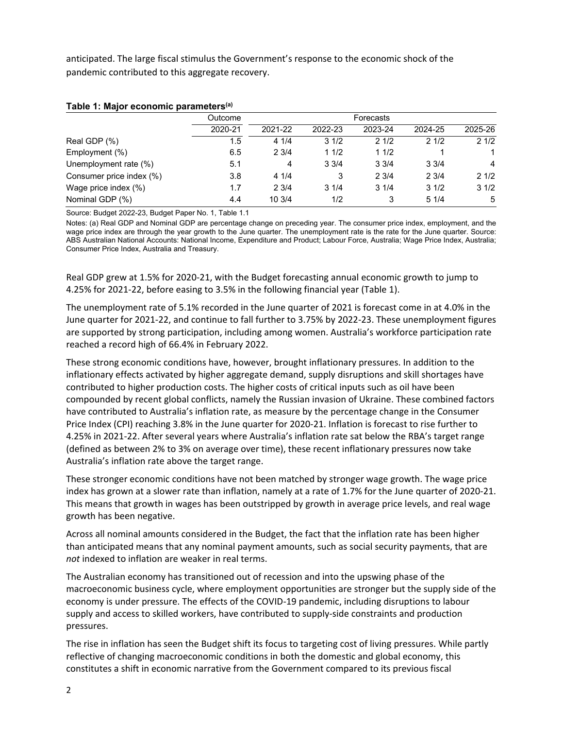anticipated. The large fiscal stimulus the Government's response to the economic shock of the pandemic contributed to this aggregate recovery.

**Table 1: Major economic parameters[(a)]**

| | Outcome | Forecasts | | | | |
|---|---|---|---|---|---|---|
| | 2020-21 | 2021-22 | 2022-23 | 2023-24 | 2024-25 | 2025-26 |
| Real GDP (%) | 1.5 | 4 1/4 | 3 1/2 | 2 1/2 | 2 1/2 | 2 1/2 |
| Employment (%) | 6.5 | 2 3/4 | 1 1/2 | 1 1/2 | 1 | 1 |
| Unemployment rate (%) | 5.1 | 4 | 3 3/4 | 3 3/4 | 3 3/4 | 4 |
| Consumer price index (%) | 3.8 | 4 1/4 | 3 | 2 3/4 | 2 3/4 | 2 1/2 |
| Wage price index (%) | 1.7 | 2 3/4 | 3 1/4 | 3 1/4 | 3 1/2 | 3 1/2 |
| Nominal GDP (%) | 4.4 | 10 3/4 | 1/2 | 3 | 5 1/4 | 5 |

Source: Budget 2022-23, Budget Paper No. 1, Table 1.1

Notes: (a) Real GDP and Nominal GDP are percentage change on preceding year. The consumer price index, employment, and the wage price index are through the year growth to the June quarter. The unemployment rate is the rate for the June quarter. Source: ABS Australian National Accounts: National Income, Expenditure and Product; Labour Force, Australia; Wage Price Index, Australia; Consumer Price Index, Australia and Treasury.

Real GDP grew at 1.5% for 2020-21, with the Budget forecasting annual economic growth to jump to 4.25% for 2021-22, before easing to 3.5% in the following financial year (Table 1).

The unemployment rate of 5.1% recorded in the June quarter of 2021 is forecast come in at 4.0% in the June quarter for 2021-22, and continue to fall further to 3.75% by 2022-23. These unemployment figures are supported by strong participation, including among women. Australia's workforce participation rate reached a record high of 66.4% in February 2022.

These strong economic conditions have, however, brought inflationary pressures. In addition to the inflationary effects activated by higher aggregate demand, supply disruptions and skill shortages have contributed to higher production costs. The higher costs of critical inputs such as oil have been compounded by recent global conflicts, namely the Russian invasion of Ukraine. These combined factors have contributed to Australia's inflation rate, as measure by the percentage change in the Consumer Price Index (CPI) reaching 3.8% in the June quarter for 2020-21. Inflation is forecast to rise further to 4.25% in 2021-22. After several years where Australia's inflation rate sat below the RBA's target range (defined as between 2% to 3% on average over time), these recent inflationary pressures now take Australia's inflation rate above the target range.

These stronger economic conditions have not been matched by stronger wage growth. The wage price index has grown at a slower rate than inflation, namely at a rate of 1.7% for the June quarter of 2020-21. This means that growth in wages has been outstripped by growth in average price levels, and real wage growth has been negative.

Across all nominal amounts considered in the Budget, the fact that the inflation rate has been higher than anticipated means that any nominal payment amounts, such as social security payments, that are *not* indexed to inflation are weaker in real terms.

The Australian economy has transitioned out of recession and into the upswing phase of the macroeconomic business cycle, where employment opportunities are stronger but the supply side of the economy is under pressure. The effects of the COVID-19 pandemic, including disruptions to labour supply and access to skilled workers, have contributed to supply-side constraints and production pressures.

The rise in inflation has seen the Budget shift its focus to targeting cost of living pressures. While partly reflective of changing macroeconomic conditions in both the domestic and global economy, this constitutes a shift in economic narrative from the Government compared to its previous fiscal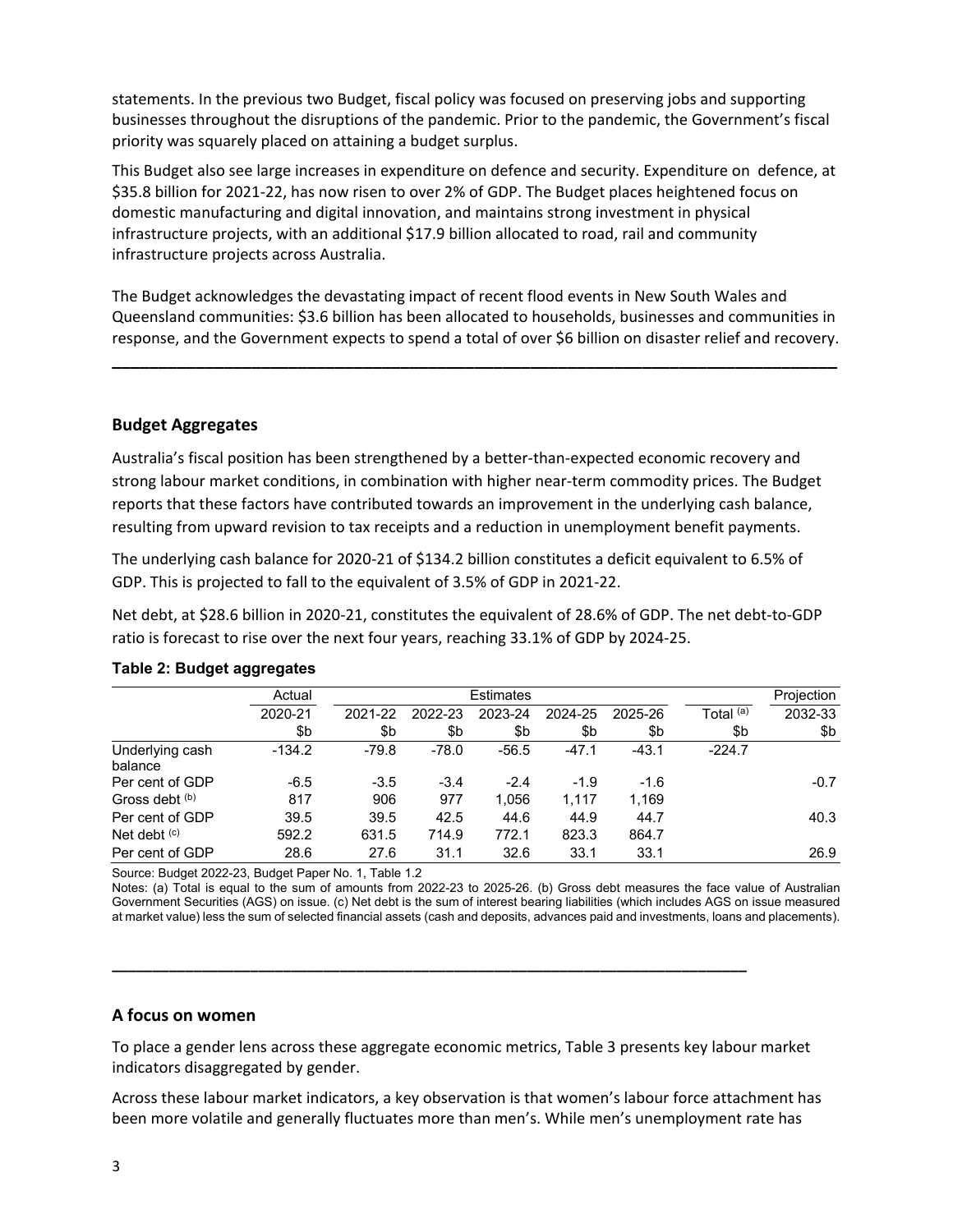statements. In the previous two Budget, fiscal policy was focused on preserving jobs and supporting businesses throughout the disruptions of the pandemic. Prior to the pandemic, the Government's fiscal priority was squarely placed on attaining a budget surplus.

This Budget also see large increases in expenditure on defence and security. Expenditure on defence, at $35.8 billion for 2021-22, has now risen to over 2% of GDP. The Budget places heightened focus on domestic manufacturing and digital innovation, and maintains strong investment in physical infrastructure projects, with an additional $17.9 billion allocated to road, rail and community infrastructure projects across Australia.

The Budget acknowledges the devastating impact of recent flood events in New South Wales and Queensland communities: $3.6 billion has been allocated to households, businesses and communities in response, and the Government expects to spend a total of over $6 billion on disaster relief and recovery.

---

## Budget Aggregates

Australia's fiscal position has been strengthened by a better-than-expected economic recovery and strong labour market conditions, in combination with higher near-term commodity prices. The Budget reports that these factors have contributed towards an improvement in the underlying cash balance, resulting from upward revision to tax receipts and a reduction in unemployment benefit payments.

The underlying cash balance for 2020-21 of $134.2 billion constitutes a deficit equivalent to 6.5% of GDP. This is projected to fall to the equivalent of 3.5% of GDP in 2021-22.

Net debt, at $28.6 billion in 2020-21, constitutes the equivalent of 28.6% of GDP. The net debt-to-GDP ratio is forecast to rise over the next four years, reaching 33.1% of GDP by 2024-25.

**Table 2: Budget aggregates**

| | Actual | Estimates | | | | | | Projection |
|---|---|---|---|---|---|---|---|---|
| | 2020-21 | 2021-22 | 2022-23 | 2023-24 | 2024-25 | 2025-26 | Total [(a)] | 2032-33 |
| | $b | $b | $b | $b | $b | $b | $b | $b |
| Underlying cash balance | -134.2 | -79.8 | -78.0 | -56.5 | -47.1 | -43.1 | -224.7 | |
| Per cent of GDP | -6.5 | -3.5 | -3.4 | -2.4 | -1.9 | -1.6 | | -0.7 |
| Gross debt [(b)] | 817 | 906 | 977 | 1,056 | 1,117 | 1,169 | | |
| Per cent of GDP | 39.5 | 39.5 | 42.5 | 44.6 | 44.9 | 44.7 | | 40.3 |
| Net debt [(c)] | 592.2 | 631.5 | 714.9 | 772.1 | 823.3 | 864.7 | | |
| Per cent of GDP | 28.6 | 27.6 | 31.1 | 32.6 | 33.1 | 33.1 | | 26.9 |

Source: Budget 2022-23, Budget Paper No. 1, Table 1.2

Notes: (a) Total is equal to the sum of amounts from 2022-23 to 2025-26. (b) Gross debt measures the face value of Australian Government Securities (AGS) on issue. (c) Net debt is the sum of interest bearing liabilities (which includes AGS on issue measured at market value) less the sum of selected financial assets (cash and deposits, advances paid and investments, loans and placements).

---

## A focus on women

To place a gender lens across these aggregate economic metrics, Table 3 presents key labour market indicators disaggregated by gender.

Across these labour market indicators, a key observation is that women's labour force attachment has been more volatile and generally fluctuates more than men's. While men's unemployment rate has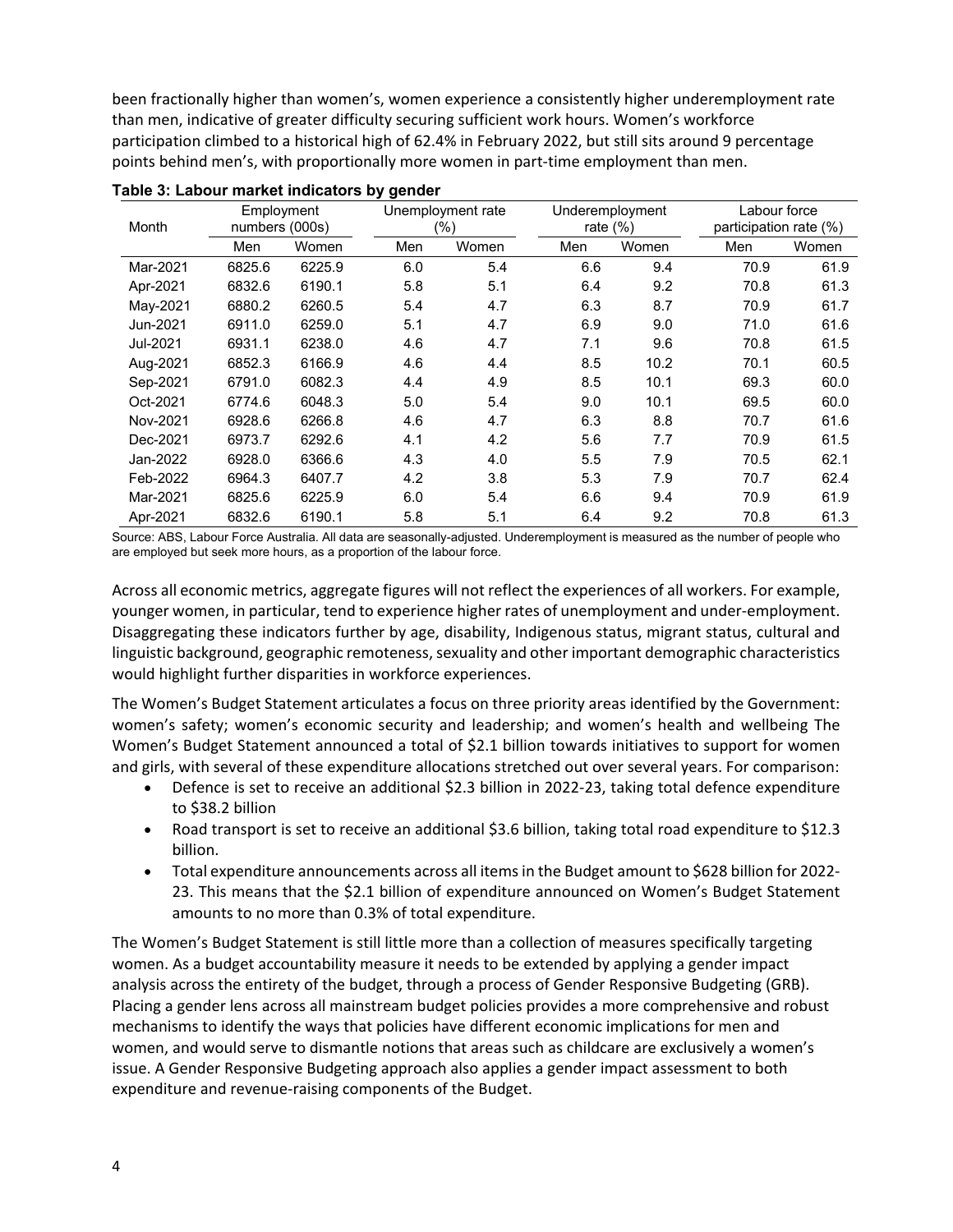been fractionally higher than women's, women experience a consistently higher underemployment rate than men, indicative of greater difficulty securing sufficient work hours. Women's workforce participation climbed to a historical high of 62.4% in February 2022, but still sits around 9 percentage points behind men's, with proportionally more women in part-time employment than men.

**Table 3: Labour market indicators by gender**

| Month | Employment numbers (000s) | | Unemployment rate (%) | | Underemployment rate (%) | | Labour force participation rate (%) | |
|---|---|---|---|---|---|---|---|---|
| | Men | Women | Men | Women | Men | Women | Men | Women |
| Mar-2021 | 6825.6 | 6225.9 | 6.0 | 5.4 | 6.6 | 9.4 | 70.9 | 61.9 |
| Apr-2021 | 6832.6 | 6190.1 | 5.8 | 5.1 | 6.4 | 9.2 | 70.8 | 61.3 |
| May-2021 | 6880.2 | 6260.5 | 5.4 | 4.7 | 6.3 | 8.7 | 70.9 | 61.7 |
| Jun-2021 | 6911.0 | 6259.0 | 5.1 | 4.7 | 6.9 | 9.0 | 71.0 | 61.6 |
| Jul-2021 | 6931.1 | 6238.0 | 4.6 | 4.7 | 7.1 | 9.6 | 70.8 | 61.5 |
| Aug-2021 | 6852.3 | 6166.9 | 4.6 | 4.4 | 8.5 | 10.2 | 70.1 | 60.5 |
| Sep-2021 | 6791.0 | 6082.3 | 4.4 | 4.9 | 8.5 | 10.1 | 69.3 | 60.0 |
| Oct-2021 | 6774.6 | 6048.3 | 5.0 | 5.4 | 9.0 | 10.1 | 69.5 | 60.0 |
| Nov-2021 | 6928.6 | 6266.8 | 4.6 | 4.7 | 6.3 | 8.8 | 70.7 | 61.6 |
| Dec-2021 | 6973.7 | 6292.6 | 4.1 | 4.2 | 5.6 | 7.7 | 70.9 | 61.5 |
| Jan-2022 | 6928.0 | 6366.6 | 4.3 | 4.0 | 5.5 | 7.9 | 70.5 | 62.1 |
| Feb-2022 | 6964.3 | 6407.7 | 4.2 | 3.8 | 5.3 | 7.9 | 70.7 | 62.4 |
| Mar-2021 | 6825.6 | 6225.9 | 6.0 | 5.4 | 6.6 | 9.4 | 70.9 | 61.9 |
| Apr-2021 | 6832.6 | 6190.1 | 5.8 | 5.1 | 6.4 | 9.2 | 70.8 | 61.3 |

Source: ABS, Labour Force Australia. All data are seasonally-adjusted. Underemployment is measured as the number of people who are employed but seek more hours, as a proportion of the labour force.

Across all economic metrics, aggregate figures will not reflect the experiences of all workers. For example, younger women, in particular, tend to experience higher rates of unemployment and under-employment. Disaggregating these indicators further by age, disability, Indigenous status, migrant status, cultural and linguistic background, geographic remoteness, sexuality and other important demographic characteristics would highlight further disparities in workforce experiences.

The Women's Budget Statement articulates a focus on three priority areas identified by the Government: women's safety; women's economic security and leadership; and women's health and wellbeing The Women's Budget Statement announced a total of $2.1 billion towards initiatives to support for women and girls, with several of these expenditure allocations stretched out over several years. For comparison:

- Defence is set to receive an additional $2.3 billion in 2022-23, taking total defence expenditure to $38.2 billion
- Road transport is set to receive an additional $3.6 billion, taking total road expenditure to $12.3 billion.
- Total expenditure announcements across all items in the Budget amount to $628 billion for 2022-23. This means that the $2.1 billion of expenditure announced on Women's Budget Statement amounts to no more than 0.3% of total expenditure.

The Women's Budget Statement is still little more than a collection of measures specifically targeting women. As a budget accountability measure it needs to be extended by applying a gender impact analysis across the entirety of the budget, through a process of Gender Responsive Budgeting (GRB). Placing a gender lens across all mainstream budget policies provides a more comprehensive and robust mechanisms to identify the ways that policies have different economic implications for men and women, and would serve to dismantle notions that areas such as childcare are exclusively a women's issue. A Gender Responsive Budgeting approach also applies a gender impact assessment to both expenditure and revenue-raising components of the Budget.